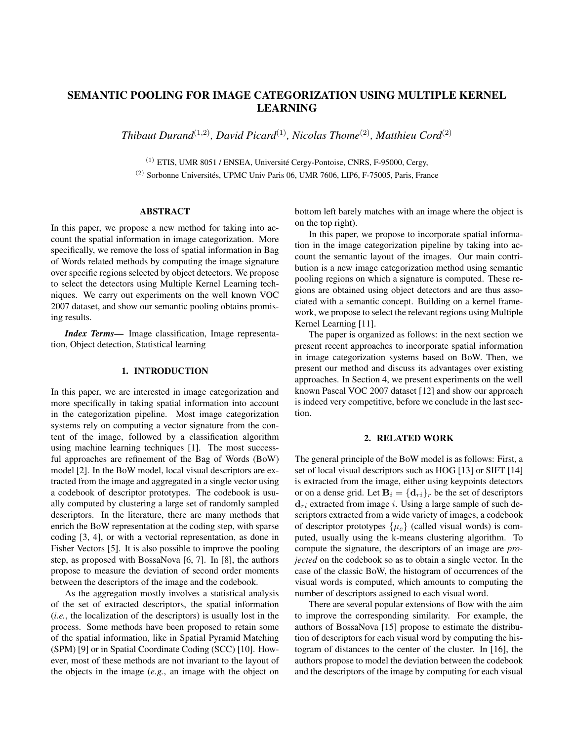# SEMANTIC POOLING FOR IMAGE CATEGORIZATION USING MULTIPLE KERNEL LEARNING

*Thibaut Durand*[1,2]*, David Picard*[1]*, Nicolas Thome*[2]*, Matthieu Cord*[2]

[1] ETIS, UMR 8051 / ENSEA, Université Cergy-Pontoise, CNRS, F-95000, Cergy,
[2] Sorbonne Universités, UPMC Univ Paris 06, UMR 7606, LIP6, F-75005, Paris, France

## ABSTRACT

In this paper, we propose a new method for taking into account the spatial information in image categorization. More specifically, we remove the loss of spatial information in Bag of Words related methods by computing the image signature over specific regions selected by object detectors. We propose to select the detectors using Multiple Kernel Learning techniques. We carry out experiments on the well known VOC 2007 dataset, and show our semantic pooling obtains promising results.

***Index Terms*—** Image classification, Image representation, Object detection, Statistical learning

## 1. INTRODUCTION

In this paper, we are interested in image categorization and more specifically in taking spatial information into account in the categorization pipeline. Most image categorization systems rely on computing a vector signature from the content of the image, followed by a classification algorithm using machine learning techniques [1]. The most successful approaches are refinement of the Bag of Words (BoW) model [2]. In the BoW model, local visual descriptors are extracted from the image and aggregated in a single vector using a codebook of descriptor prototypes. The codebook is usually computed by clustering a large set of randomly sampled descriptors. In the literature, there are many methods that enrich the BoW representation at the coding step, with sparse coding [3, 4], or with a vectorial representation, as done in Fisher Vectors [5]. It is also possible to improve the pooling step, as proposed with BossaNova [6, 7]. In [8], the authors propose to measure the deviation of second order moments between the descriptors of the image and the codebook.

As the aggregation mostly involves a statistical analysis of the set of extracted descriptors, the spatial information (*i.e.*, the localization of the descriptors) is usually lost in the process. Some methods have been proposed to retain some of the spatial information, like in Spatial Pyramid Matching (SPM) [9] or in Spatial Coordinate Coding (SCC) [10]. However, most of these methods are not invariant to the layout of the objects in the image (*e.g.*, an image with the object on bottom left barely matches with an image where the object is on the top right).

In this paper, we propose to incorporate spatial information in the image categorization pipeline by taking into account the semantic layout of the images. Our main contribution is a new image categorization method using semantic pooling regions on which a signature is computed. These regions are obtained using object detectors and are thus associated with a semantic concept. Building on a kernel framework, we propose to select the relevant regions using Multiple Kernel Learning [11].

The paper is organized as follows: in the next section we present recent approaches to incorporate spatial information in image categorization systems based on BoW. Then, we present our method and discuss its advantages over existing approaches. In Section 4, we present experiments on the well known Pascal VOC 2007 dataset [12] and show our approach is indeed very competitive, before we conclude in the last section.

## 2. RELATED WORK

The general principle of the BoW model is as follows: First, a set of local visual descriptors such as HOG [13] or SIFT [14] is extracted from the image, either using keypoints detectors or on a dense grid. Let $\mathbf{B}_i = \{\mathbf{d}_{ri}\}_r$ be the set of descriptors $\mathbf{d}_{ri}$ extracted from image $i$. Using a large sample of such descriptors extracted from a wide variety of images, a codebook of descriptor prototypes $\{\mu_c\}$ (called visual words) is computed, usually using the k-means clustering algorithm. To compute the signature, the descriptors of an image are *projected* on the codebook so as to obtain a single vector. In the case of the classic BoW, the histogram of occurrences of the visual words is computed, which amounts to computing the number of descriptors assigned to each visual word.

There are several popular extensions of Bow with the aim to improve the corresponding similarity. For example, the authors of BossaNova [15] propose to estimate the distribution of descriptors for each visual word by computing the histogram of distances to the center of the cluster. In [16], the authors propose to model the deviation between the codebook and the descriptors of the image by computing for each visual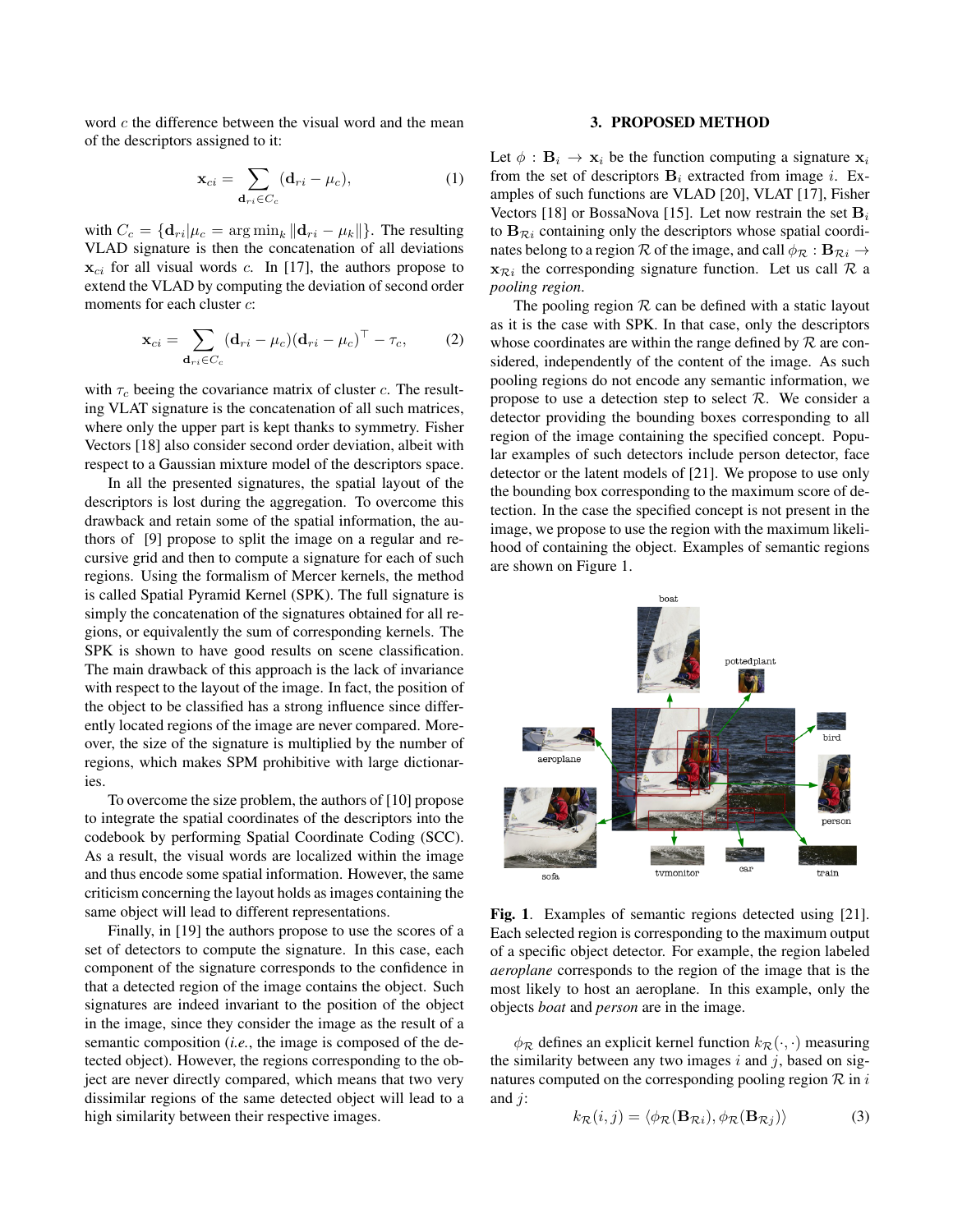word $c$ the difference between the visual word and the mean of the descriptors assigned to it:

$$\mathbf{x}_{ci} = \sum_{\mathbf{d}_{ri} \in C_c} (\mathbf{d}_{ri} - \mu_c), \quad (1)$$

with $C_c = \{\mathbf{d}_{ri} | \mu_c = \arg\min_k \|\mathbf{d}_{ri} - \mu_k\|\}$. The resulting VLAD signature is then the concatenation of all deviations $\mathbf{x}_{ci}$ for all visual words $c$. In [17], the authors propose to extend the VLAD by computing the deviation of second order moments for each cluster $c$:

$$\mathbf{x}_{ci} = \sum_{\mathbf{d}_{ri} \in C_c} (\mathbf{d}_{ri} - \mu_c)(\mathbf{d}_{ri} - \mu_c)^\top - \tau_c, \quad (2)$$

with $\tau_c$ beeing the covariance matrix of cluster $c$. The resulting VLAT signature is the concatenation of all such matrices, where only the upper part is kept thanks to symmetry. Fisher Vectors [18] also consider second order deviation, albeit with respect to a Gaussian mixture model of the descriptors space.

In all the presented signatures, the spatial layout of the descriptors is lost during the aggregation. To overcome this drawback and retain some of the spatial information, the authors of [9] propose to split the image on a regular and recursive grid and then to compute a signature for each of such regions. Using the formalism of Mercer kernels, the method is called Spatial Pyramid Kernel (SPK). The full signature is simply the concatenation of the signatures obtained for all regions, or equivalently the sum of corresponding kernels. The SPK is shown to have good results on scene classification. The main drawback of this approach is the lack of invariance with respect to the layout of the image. In fact, the position of the object to be classified has a strong influence since differently located regions of the image are never compared. Moreover, the size of the signature is multiplied by the number of regions, which makes SPM prohibitive with large dictionaries.

To overcome the size problem, the authors of [10] propose to integrate the spatial coordinates of the descriptors into the codebook by performing Spatial Coordinate Coding (SCC). As a result, the visual words are localized within the image and thus encode some spatial information. However, the same criticism concerning the layout holds as images containing the same object will lead to different representations.

Finally, in [19] the authors propose to use the scores of a set of detectors to compute the signature. In this case, each component of the signature corresponds to the confidence in that a detected region of the image contains the object. Such signatures are indeed invariant to the position of the object in the image, since they consider the image as the result of a semantic composition (*i.e.*, the image is composed of the detected object). However, the regions corresponding to the object are never directly compared, which means that two very dissimilar regions of the same detected object will lead to a high similarity between their respective images.

## 3. PROPOSED METHOD

Let $\phi : \mathbf{B}_i \to \mathbf{x}_i$ be the function computing a signature $\mathbf{x}_i$ from the set of descriptors $\mathbf{B}_i$ extracted from image $i$. Examples of such functions are VLAD [20], VLAT [17], Fisher Vectors [18] or BossaNova [15]. Let now restrain the set $\mathbf{B}_i$ to $\mathbf{B}_{\mathcal{R}i}$ containing only the descriptors whose spatial coordinates belong to a region $\mathcal{R}$ of the image, and call $\phi_{\mathcal{R}} : \mathbf{B}_{\mathcal{R}i} \to \mathbf{x}_{\mathcal{R}i}$ the corresponding signature function. Let us call $\mathcal{R}$ a *pooling region*.

The pooling region $\mathcal{R}$ can be defined with a static layout as it is the case with SPK. In that case, only the descriptors whose coordinates are within the range defined by $\mathcal{R}$ are considered, independently of the content of the image. As such pooling regions do not encode any semantic information, we propose to use a detection step to select $\mathcal{R}$. We consider a detector providing the bounding boxes corresponding to all region of the image containing the specified concept. Popular examples of such detectors include person detector, face detector or the latent models of [21]. We propose to use only the bounding box corresponding to the maximum score of detection. In the case the specified concept is not present in the image, we propose to use the region with the maximum likelihood of containing the object. Examples of semantic regions are shown on Figure 1.

**Fig. 1**. Examples of semantic regions detected using [21]. Each selected region is corresponding to the maximum output of a specific object detector. For example, the region labeled *aeroplane* corresponds to the region of the image that is the most likely to host an aeroplane. In this example, only the objects *boat* and *person* are in the image.

$\phi_{\mathcal{R}}$ defines an explicit kernel function $k_{\mathcal{R}}(\cdot, \cdot)$ measuring the similarity between any two images $i$ and $j$, based on signatures computed on the corresponding pooling region $\mathcal{R}$ in $i$ and $j$:

$$k_{\mathcal{R}}(i, j) = \langle \phi_{\mathcal{R}}(\mathbf{B}_{\mathcal{R}i}), \phi_{\mathcal{R}}(\mathbf{B}_{\mathcal{R}j}) \rangle \quad (3)$$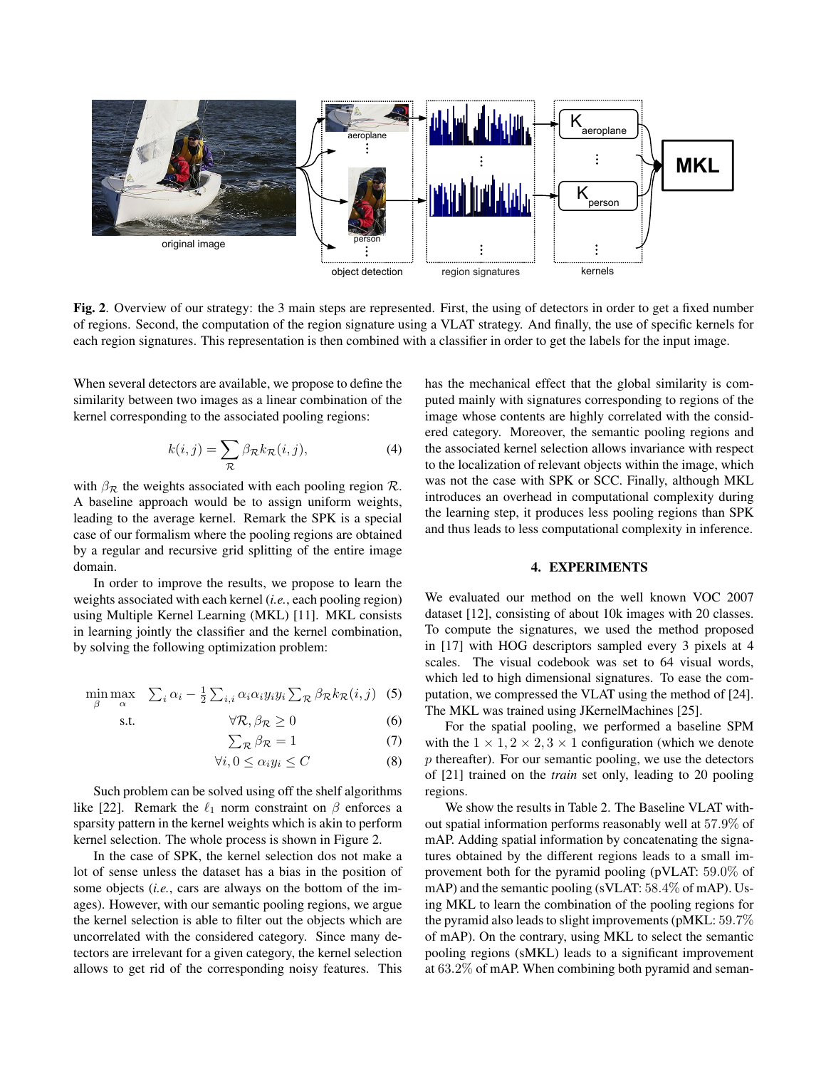**Fig. 2**. Overview of our strategy: the 3 main steps are represented. First, the using of detectors in order to get a fixed number of regions. Second, the computation of the region signature using a VLAT strategy. And finally, the use of specific kernels for each region signatures. This representation is then combined with a classifier in order to get the labels for the input image.

When several detectors are available, we propose to define the similarity between two images as a linear combination of the kernel corresponding to the associated pooling regions:

$$k(i, j) = \sum_{\mathcal{R}} \beta_{\mathcal{R}} k_{\mathcal{R}}(i, j), \tag{4}$$

with $\beta_{\mathcal{R}}$ the weights associated with each pooling region $\mathcal{R}$. A baseline approach would be to assign uniform weights, leading to the average kernel. Remark the SPK is a special case of our formalism where the pooling regions are obtained by a regular and recursive grid splitting of the entire image domain.

In order to improve the results, we propose to learn the weights associated with each kernel (*i.e.*, each pooling region) using Multiple Kernel Learning (MKL) [11]. MKL consists in learning jointly the classifier and the kernel combination, by solving the following optimization problem:

$$\min_{\beta} \max_{\alpha} \quad \sum_i \alpha_i - \frac{1}{2} \sum_{i,i} \alpha_i \alpha_i y_i y_i \sum_{\mathcal{R}} \beta_{\mathcal{R}} k_{\mathcal{R}}(i, j) \tag{5}$$

$$\text{s.t.} \quad \forall \mathcal{R}, \beta_{\mathcal{R}} \geq 0 \tag{6}$$

$$\sum_{\mathcal{R}} \beta_{\mathcal{R}} = 1 \tag{7}$$

$$\forall i, 0 \leq \alpha_i y_i \leq C \tag{8}$$

Such problem can be solved using off the shelf algorithms like [22]. Remark the $\ell_1$ norm constraint on $\beta$ enforces a sparsity pattern in the kernel weights which is akin to perform kernel selection. The whole process is shown in Figure 2.

In the case of SPK, the kernel selection dos not make a lot of sense unless the dataset has a bias in the position of some objects (*i.e.*, cars are always on the bottom of the images). However, with our semantic pooling regions, we argue the kernel selection is able to filter out the objects which are uncorrelated with the considered category. Since many detectors are irrelevant for a given category, the kernel selection allows to get rid of the corresponding noisy features. This has the mechanical effect that the global similarity is computed mainly with signatures corresponding to regions of the image whose contents are highly correlated with the considered category. Moreover, the semantic pooling regions and the associated kernel selection allows invariance with respect to the localization of relevant objects within the image, which was not the case with SPK or SCC. Finally, although MKL introduces an overhead in computational complexity during the learning step, it produces less pooling regions than SPK and thus leads to less computational complexity in inference.

## 4. EXPERIMENTS

We evaluated our method on the well known VOC 2007 dataset [12], consisting of about 10k images with 20 classes. To compute the signatures, we used the method proposed in [17] with HOG descriptors sampled every 3 pixels at 4 scales. The visual codebook was set to 64 visual words, which led to high dimensional signatures. To ease the computation, we compressed the VLAT using the method of [24]. The MKL was trained using JKernelMachines [25].

For the spatial pooling, we performed a baseline SPM with the $1 \times 1, 2 \times 2, 3 \times 1$ configuration (which we denote $p$ thereafter). For our semantic pooling, we use the detectors of [21] trained on the *train* set only, leading to 20 pooling regions.

We show the results in Table 2. The Baseline VLAT without spatial information performs reasonably well at 57.9% of mAP. Adding spatial information by concatenating the signatures obtained by the different regions leads to a small improvement both for the pyramid pooling (pVLAT: 59.0% of mAP) and the semantic pooling (sVLAT: 58.4% of mAP). Using MKL to learn the combination of the pooling regions for the pyramid also leads to slight improvements (pMKL: 59.7% of mAP). On the contrary, using MKL to select the semantic pooling regions (sMKL) leads to a significant improvement at 63.2% of mAP. When combining both pyramid and seman-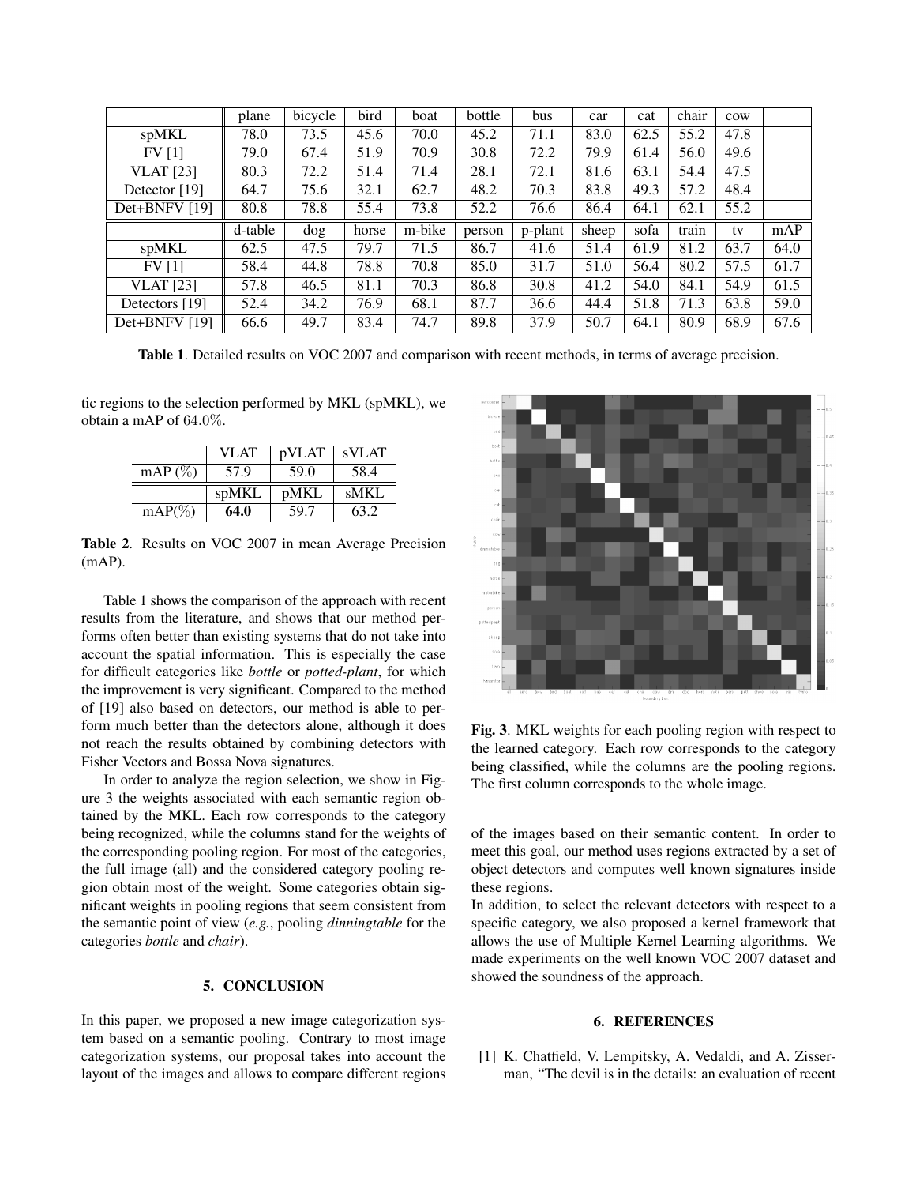|  | plane | bicycle | bird | boat | bottle | bus | car | cat | chair | cow |  |
|---|---|---|---|---|---|---|---|---|---|---|---|
| spMKL | 78.0 | 73.5 | 45.6 | 70.0 | 45.2 | 71.1 | 83.0 | 62.5 | 55.2 | 47.8 |  |
| FV [1] | 79.0 | 67.4 | 51.9 | 70.9 | 30.8 | 72.2 | 79.9 | 61.4 | 56.0 | 49.6 |  |
| VLAT [23] | 80.3 | 72.2 | 51.4 | 71.4 | 28.1 | 72.1 | 81.6 | 63.1 | 54.4 | 47.5 |  |
| Detector [19] | 64.7 | 75.6 | 32.1 | 62.7 | 48.2 | 70.3 | 83.8 | 49.3 | 57.2 | 48.4 |  |
| Det+BNFV [19] | 80.8 | 78.8 | 55.4 | 73.8 | 52.2 | 76.6 | 86.4 | 64.1 | 62.1 | 55.2 |  |
|  | d-table | dog | horse | m-bike | person | p-plant | sheep | sofa | train | tv | mAP |
| spMKL | 62.5 | 47.5 | 79.7 | 71.5 | 86.7 | 41.6 | 51.4 | 61.9 | 81.2 | 63.7 | 64.0 |
| FV [1] | 58.4 | 44.8 | 78.8 | 70.8 | 85.0 | 31.7 | 51.0 | 56.4 | 80.2 | 57.5 | 61.7 |
| VLAT [23] | 57.8 | 46.5 | 81.1 | 70.3 | 86.8 | 30.8 | 41.2 | 54.0 | 84.1 | 54.9 | 61.5 |
| Detectors [19] | 52.4 | 34.2 | 76.9 | 68.1 | 87.7 | 36.6 | 44.4 | 51.8 | 71.3 | 63.8 | 59.0 |
| Det+BNFV [19] | 66.6 | 49.7 | 83.4 | 74.7 | 89.8 | 37.9 | 50.7 | 64.1 | 80.9 | 68.9 | 67.6 |

**Table 1**. Detailed results on VOC 2007 and comparison with recent methods, in terms of average precision.

tic regions to the selection performed by MKL (spMKL), we obtain a mAP of $64.0\%$.

|  | VLAT | pVLAT | sVLAT |
|---|---|---|---|
| mAP (%) | 57.9 | 59.0 | 58.4 |
|  | spMKL | pMKL | sMKL |
| mAP(%) | **64.0** | 59.7 | 63.2 |

**Table 2**. Results on VOC 2007 in mean Average Precision (mAP).

Table 1 shows the comparison of the approach with recent results from the literature, and shows that our method performs often better than existing systems that do not take into account the spatial information. This is especially the case for difficult categories like *bottle* or *potted-plant*, for which the improvement is very significant. Compared to the method of [19] also based on detectors, our method is able to perform much better than the detectors alone, although it does not reach the results obtained by combining detectors with Fisher Vectors and Bossa Nova signatures.

In order to analyze the region selection, we show in Figure 3 the weights associated with each semantic region obtained by the MKL. Each row corresponds to the category being recognized, while the columns stand for the weights of the corresponding pooling region. For most of the categories, the full image (all) and the considered category pooling region obtain most of the weight. Some categories obtain significant weights in pooling regions that seem consistent from the semantic point of view (*e.g.*, pooling *dinningtable* for the categories *bottle* and *chair*).

**Fig. 3**. MKL weights for each pooling region with respect to the learned category. Each row corresponds to the category being classified, while the columns are the pooling regions. The first column corresponds to the whole image.

## 5. CONCLUSION

In this paper, we proposed a new image categorization system based on a semantic pooling. Contrary to most image categorization systems, our proposal takes into account the layout of the images and allows to compare different regions of the images based on their semantic content. In order to meet this goal, our method uses regions extracted by a set of object detectors and computes well known signatures inside these regions.

In addition, to select the relevant detectors with respect to a specific category, we also proposed a kernel framework that allows the use of Multiple Kernel Learning algorithms. We made experiments on the well known VOC 2007 dataset and showed the soundness of the approach.

## 6. REFERENCES

[1] K. Chatfield, V. Lempitsky, A. Vedaldi, and A. Zisserman, "The devil is in the details: an evaluation of recent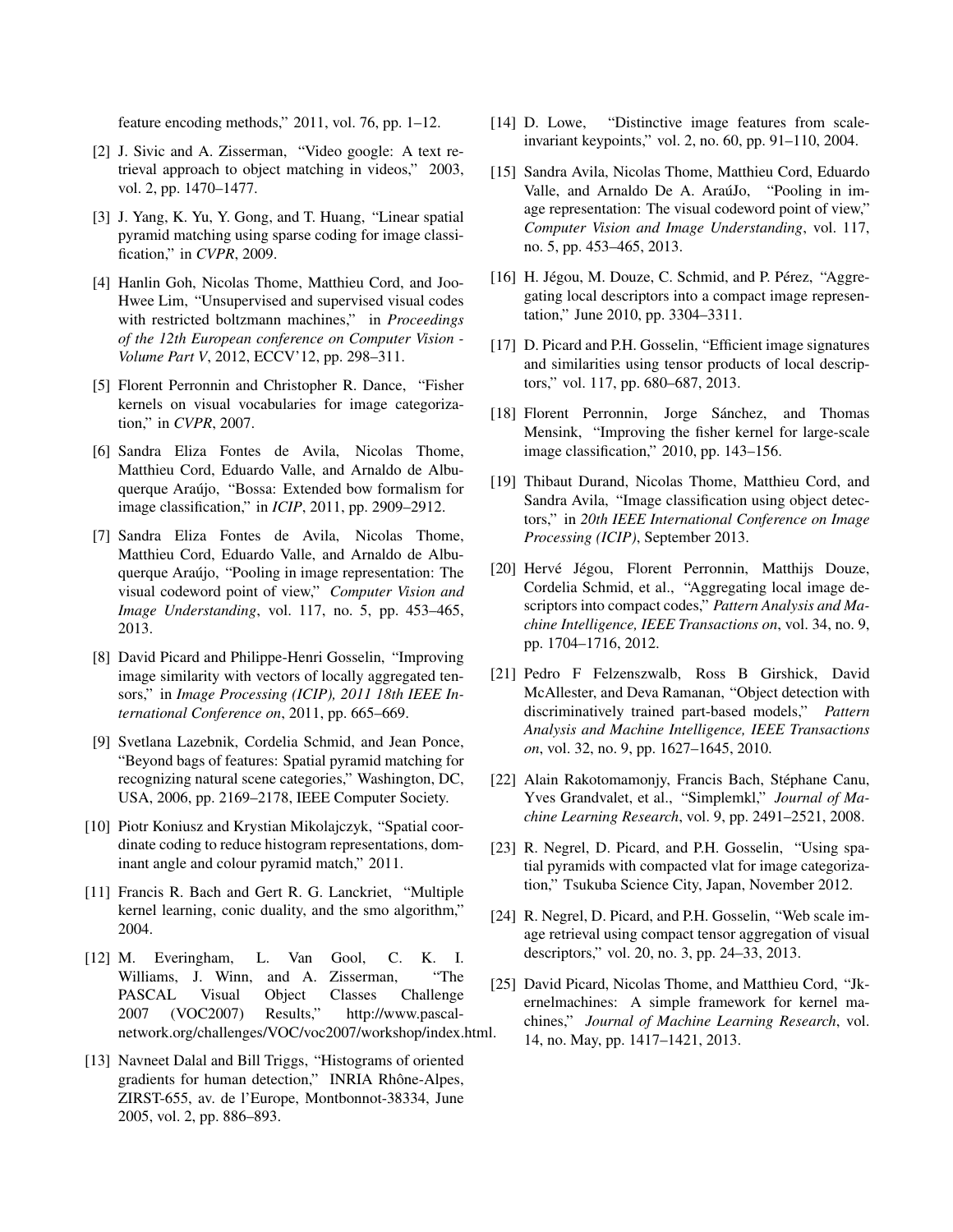feature encoding methods," 2011, vol. 76, pp. 1–12.

[2] J. Sivic and A. Zisserman, "Video google: A text retrieval approach to object matching in videos," 2003, vol. 2, pp. 1470–1477.

[3] J. Yang, K. Yu, Y. Gong, and T. Huang, "Linear spatial pyramid matching using sparse coding for image classification," in *CVPR*, 2009.

[4] Hanlin Goh, Nicolas Thome, Matthieu Cord, and Joo-Hwee Lim, "Unsupervised and supervised visual codes with restricted boltzmann machines," in *Proceedings of the 12th European conference on Computer Vision - Volume Part V*, 2012, ECCV'12, pp. 298–311.

[5] Florent Perronnin and Christopher R. Dance, "Fisher kernels on visual vocabularies for image categorization," in *CVPR*, 2007.

[6] Sandra Eliza Fontes de Avila, Nicolas Thome, Matthieu Cord, Eduardo Valle, and Arnaldo de Albuquerque Araújo, "Bossa: Extended bow formalism for image classification," in *ICIP*, 2011, pp. 2909–2912.

[7] Sandra Eliza Fontes de Avila, Nicolas Thome, Matthieu Cord, Eduardo Valle, and Arnaldo de Albuquerque Araújo, "Pooling in image representation: The visual codeword point of view," *Computer Vision and Image Understanding*, vol. 117, no. 5, pp. 453–465, 2013.

[8] David Picard and Philippe-Henri Gosselin, "Improving image similarity with vectors of locally aggregated tensors," in *Image Processing (ICIP), 2011 18th IEEE International Conference on*, 2011, pp. 665–669.

[9] Svetlana Lazebnik, Cordelia Schmid, and Jean Ponce, "Beyond bags of features: Spatial pyramid matching for recognizing natural scene categories," Washington, DC, USA, 2006, pp. 2169–2178, IEEE Computer Society.

[10] Piotr Koniusz and Krystian Mikolajczyk, "Spatial coordinate coding to reduce histogram representations, dominant angle and colour pyramid match," 2011.

[11] Francis R. Bach and Gert R. G. Lanckriet, "Multiple kernel learning, conic duality, and the smo algorithm," 2004.

[12] M. Everingham, L. Van Gool, C. K. I. Williams, J. Winn, and A. Zisserman, "The PASCAL Visual Object Classes Challenge 2007 (VOC2007) Results," http://www.pascal-network.org/challenges/VOC/voc2007/workshop/index.html.

[13] Navneet Dalal and Bill Triggs, "Histograms of oriented gradients for human detection," INRIA Rhône-Alpes, ZIRST-655, av. de l'Europe, Montbonnot-38334, June 2005, vol. 2, pp. 886–893.

[14] D. Lowe, "Distinctive image features from scale-invariant keypoints," vol. 2, no. 60, pp. 91–110, 2004.

[15] Sandra Avila, Nicolas Thome, Matthieu Cord, Eduardo Valle, and Arnaldo De A. AraúJo, "Pooling in image representation: The visual codeword point of view," *Computer Vision and Image Understanding*, vol. 117, no. 5, pp. 453–465, 2013.

[16] H. Jégou, M. Douze, C. Schmid, and P. Pérez, "Aggregating local descriptors into a compact image representation," June 2010, pp. 3304–3311.

[17] D. Picard and P.H. Gosselin, "Efficient image signatures and similarities using tensor products of local descriptors," vol. 117, pp. 680–687, 2013.

[18] Florent Perronnin, Jorge Sánchez, and Thomas Mensink, "Improving the fisher kernel for large-scale image classification," 2010, pp. 143–156.

[19] Thibaut Durand, Nicolas Thome, Matthieu Cord, and Sandra Avila, "Image classification using object detectors," in *20th IEEE International Conference on Image Processing (ICIP)*, September 2013.

[20] Hervé Jégou, Florent Perronnin, Matthijs Douze, Cordelia Schmid, et al., "Aggregating local image descriptors into compact codes," *Pattern Analysis and Machine Intelligence, IEEE Transactions on*, vol. 34, no. 9, pp. 1704–1716, 2012.

[21] Pedro F Felzenszwalb, Ross B Girshick, David McAllester, and Deva Ramanan, "Object detection with discriminatively trained part-based models," *Pattern Analysis and Machine Intelligence, IEEE Transactions on*, vol. 32, no. 9, pp. 1627–1645, 2010.

[22] Alain Rakotomamonjy, Francis Bach, Stéphane Canu, Yves Grandvalet, et al., "Simplemkl," *Journal of Machine Learning Research*, vol. 9, pp. 2491–2521, 2008.

[23] R. Negrel, D. Picard, and P.H. Gosselin, "Using spatial pyramids with compacted vlat for image categorization," Tsukuba Science City, Japan, November 2012.

[24] R. Negrel, D. Picard, and P.H. Gosselin, "Web scale image retrieval using compact tensor aggregation of visual descriptors," vol. 20, no. 3, pp. 24–33, 2013.

[25] David Picard, Nicolas Thome, and Matthieu Cord, "Jkernelmachines: A simple framework for kernel machines," *Journal of Machine Learning Research*, vol. 14, no. May, pp. 1417–1421, 2013.